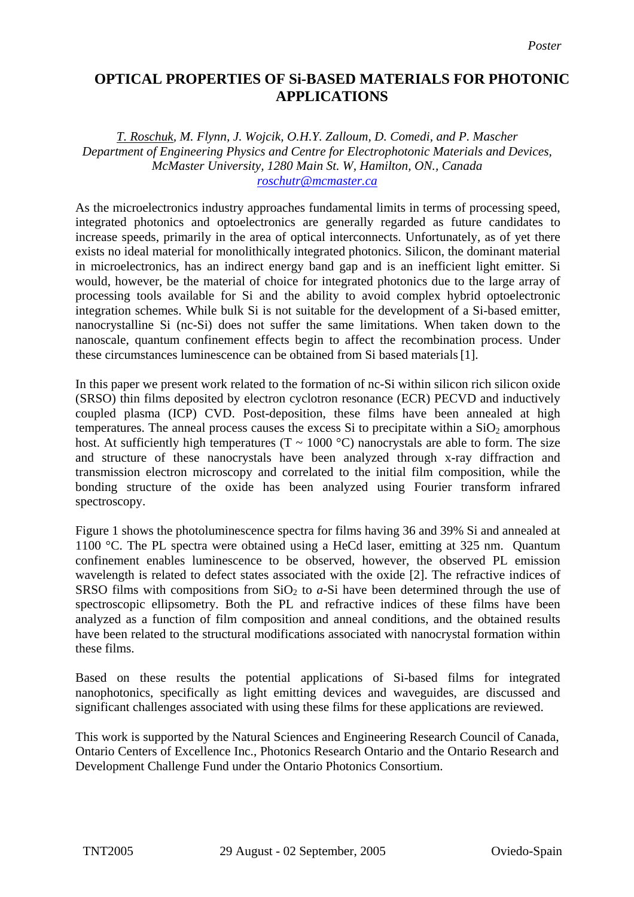*Poster*

# OPTICAL PROPERTIES OF Si-BASED MATERIALS FOR PHOTONIC APPLICATIONS

*T. Roschuk, M. Flynn, J. Wojcik, O.H.Y. Zalloum, D. Comedi, and P. Mascher*
*Department of Engineering Physics and Centre for Electrophotonic Materials and Devices, McMaster University, 1280 Main St. W, Hamilton, ON., Canada*
*roschutr@mcmaster.ca*

As the microelectronics industry approaches fundamental limits in terms of processing speed, integrated photonics and optoelectronics are generally regarded as future candidates to increase speeds, primarily in the area of optical interconnects. Unfortunately, as of yet there exists no ideal material for monolithically integrated photonics. Silicon, the dominant material in microelectronics, has an indirect energy band gap and is an inefficient light emitter. Si would, however, be the material of choice for integrated photonics due to the large array of processing tools available for Si and the ability to avoid complex hybrid optoelectronic integration schemes. While bulk Si is not suitable for the development of a Si-based emitter, nanocrystalline Si (nc-Si) does not suffer the same limitations. When taken down to the nanoscale, quantum confinement effects begin to affect the recombination process. Under these circumstances luminescence can be obtained from Si based materials [1].

In this paper we present work related to the formation of nc-Si within silicon rich silicon oxide (SRSO) thin films deposited by electron cyclotron resonance (ECR) PECVD and inductively coupled plasma (ICP) CVD. Post-deposition, these films have been annealed at high temperatures. The anneal process causes the excess Si to precipitate within a $SiO_2$ amorphous host. At sufficiently high temperatures (T ~ 1000 °C) nanocrystals are able to form. The size and structure of these nanocrystals have been analyzed through x-ray diffraction and transmission electron microscopy and correlated to the initial film composition, while the bonding structure of the oxide has been analyzed using Fourier transform infrared spectroscopy.

Figure 1 shows the photoluminescence spectra for films having 36 and 39% Si and annealed at 1100 °C. The PL spectra were obtained using a HeCd laser, emitting at 325 nm. Quantum confinement enables luminescence to be observed, however, the observed PL emission wavelength is related to defect states associated with the oxide [2]. The refractive indices of SRSO films with compositions from $SiO_2$ to *a*-Si have been determined through the use of spectroscopic ellipsometry. Both the PL and refractive indices of these films have been analyzed as a function of film composition and anneal conditions, and the obtained results have been related to the structural modifications associated with nanocrystal formation within these films.

Based on these results the potential applications of Si-based films for integrated nanophotonics, specifically as light emitting devices and waveguides, are discussed and significant challenges associated with using these films for these applications are reviewed.

This work is supported by the Natural Sciences and Engineering Research Council of Canada, Ontario Centers of Excellence Inc., Photonics Research Ontario and the Ontario Research and Development Challenge Fund under the Ontario Photonics Consortium.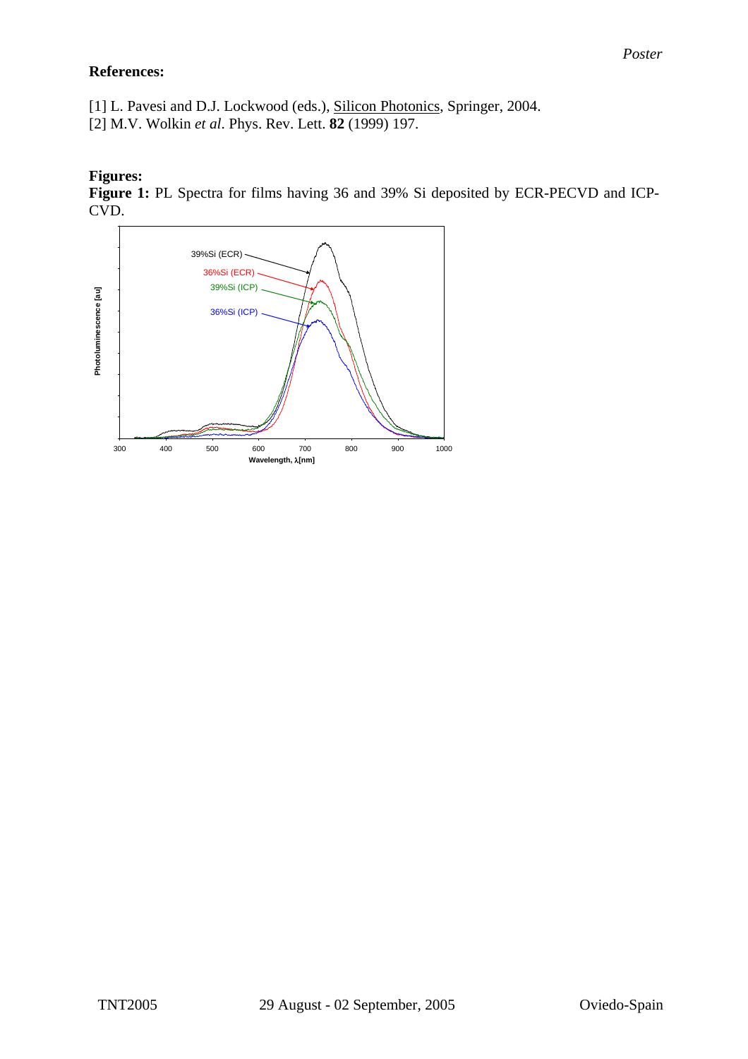**References:**

[1] L. Pavesi and D.J. Lockwood (eds.), Silicon Photonics, Springer, 2004.
[2] M.V. Wolkin *et al*. Phys. Rev. Lett. **82** (1999) 197.

**Figures:**

**Figure 1:** PL Spectra for films having 36 and 39% Si deposited by ECR-PECVD and ICP-CVD.

39%Si (ECR)
36%Si (ECR)
39%Si (ICP)
36%Si (ICP)

Photoluminescence [au]

300
400
500
600
700
800
900
1000

Wavelength, λ[nm]